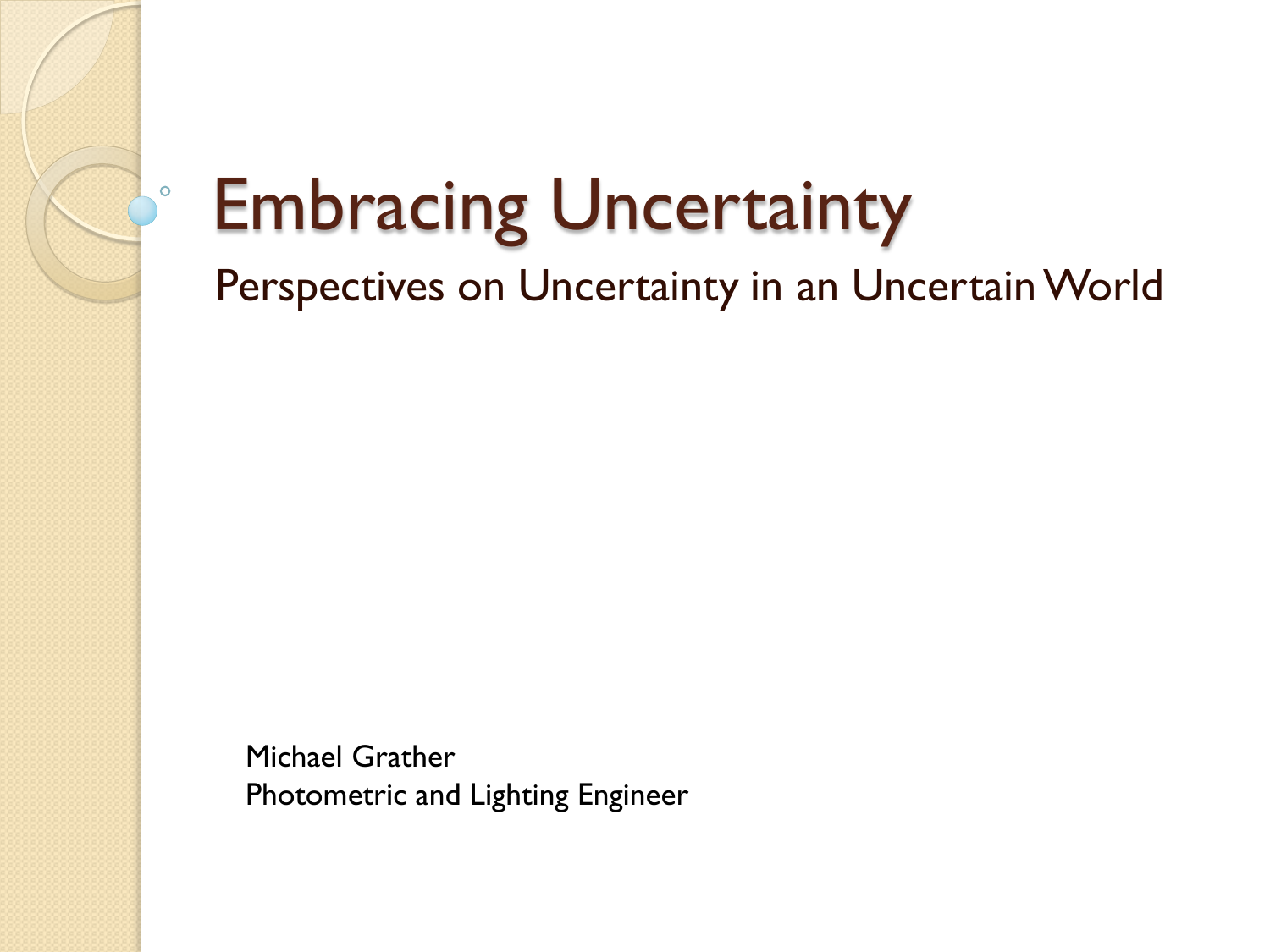# Embracing Uncertainty

## Perspectives on Uncertainty in an Uncertain World

Michael Grather
Photometric and Lighting Engineer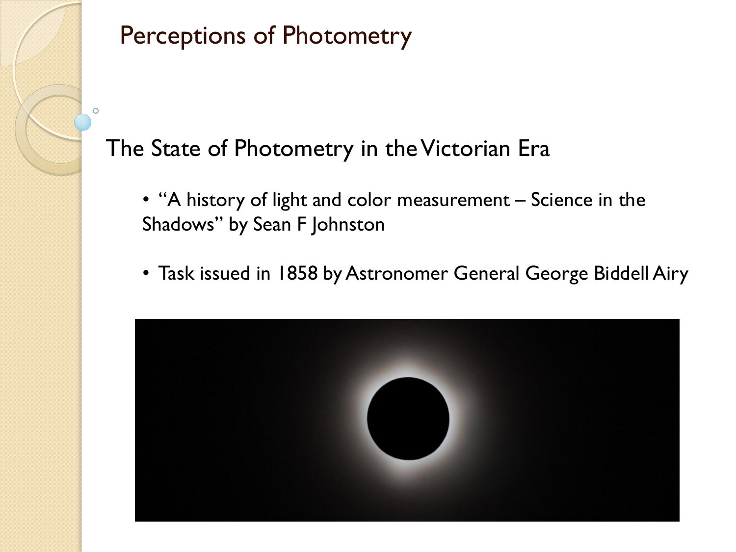# Perceptions of Photometry

## The State of Photometry in the Victorian Era

- "A history of light and color measurement – Science in the Shadows" by Sean F Johnston
- Task issued in 1858 by Astronomer General George Biddell Airy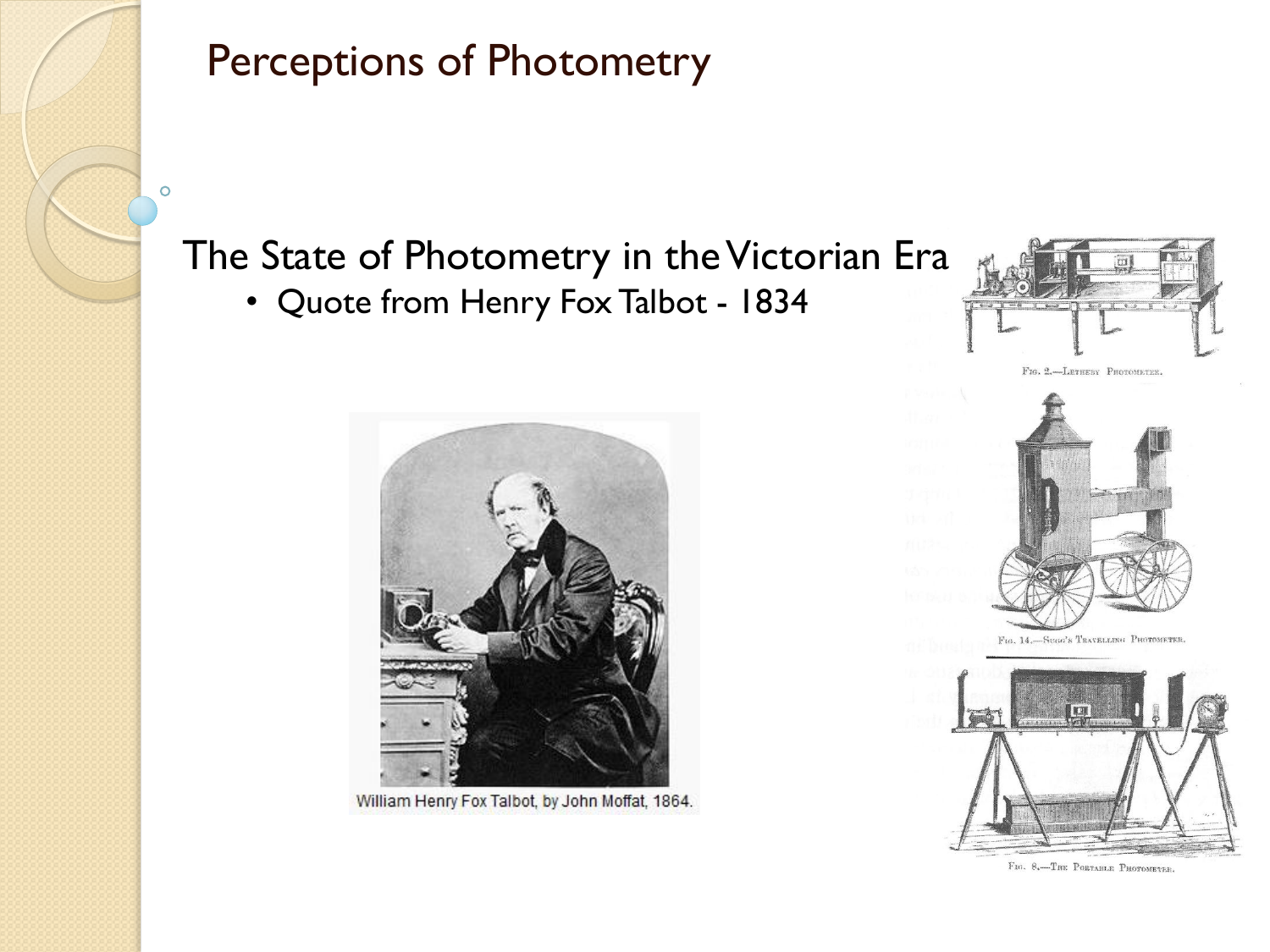# Perceptions of Photometry

## The State of Photometry in the Victorian Era

- Quote from Henry Fox Talbot - 1834

William Henry Fox Talbot, by John Moffat, 1864.

Fig. 2.—Letheby Photometer.

Fig. 14.—Sugg's Travelling Photometer.

Fig. 8.—The Portable Photometer.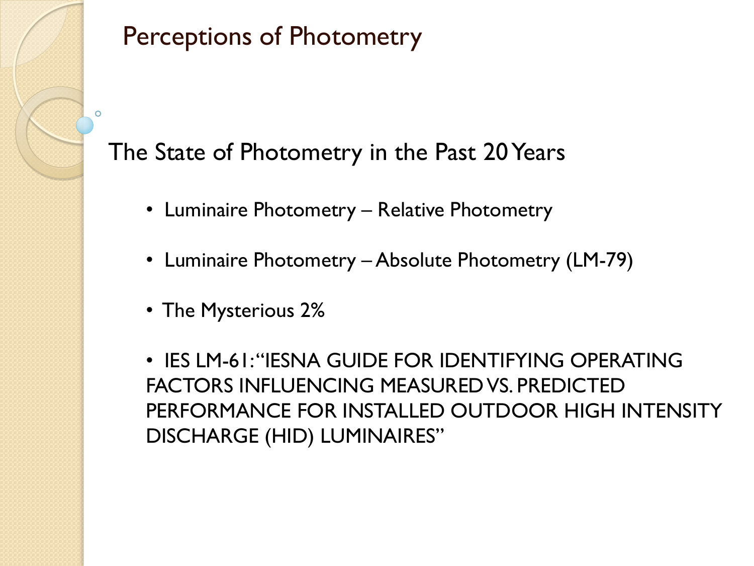# Perceptions of Photometry

## The State of Photometry in the Past 20 Years

- Luminaire Photometry – Relative Photometry
- Luminaire Photometry – Absolute Photometry (LM-79)
- The Mysterious 2%
- IES LM-61: "IESNA GUIDE FOR IDENTIFYING OPERATING FACTORS INFLUENCING MEASURED VS. PREDICTED PERFORMANCE FOR INSTALLED OUTDOOR HIGH INTENSITY DISCHARGE (HID) LUMINAIRES"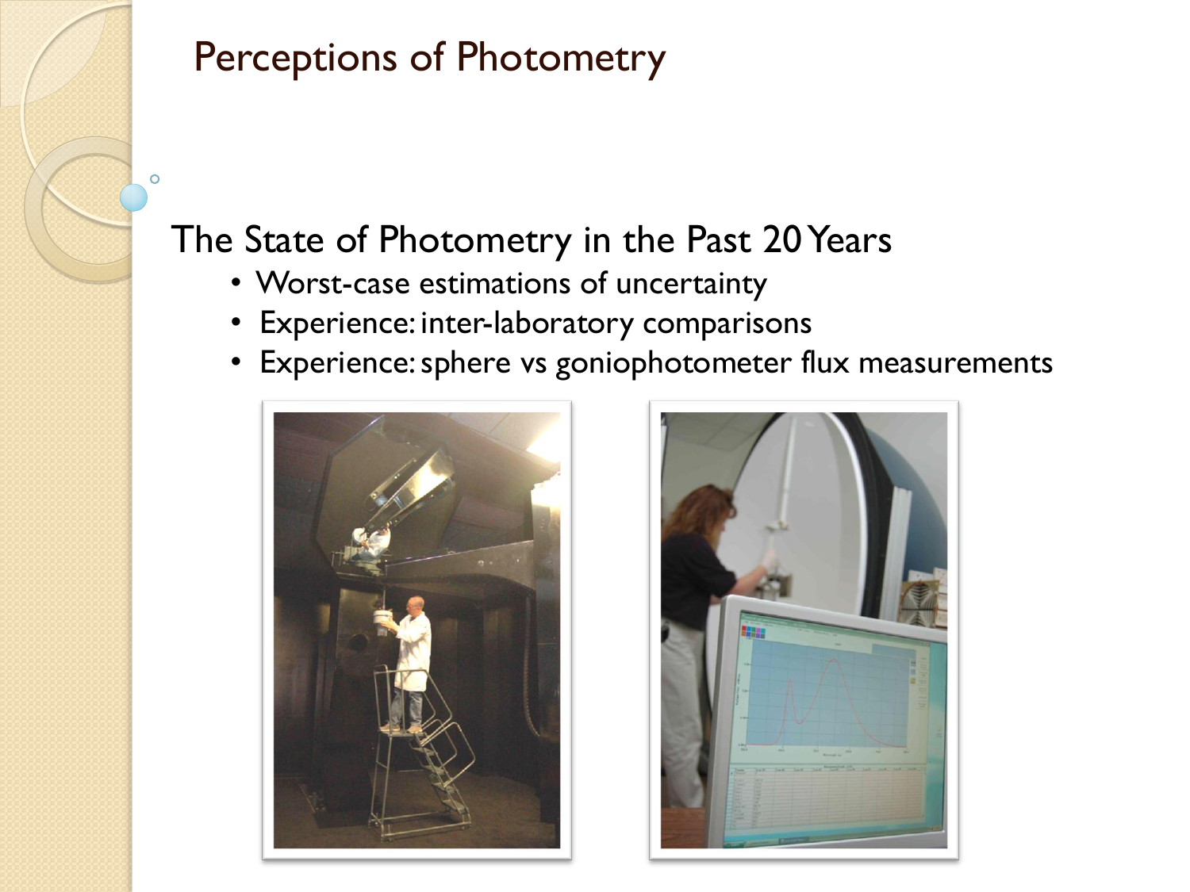# Perceptions of Photometry

## The State of Photometry in the Past 20 Years

- Worst-case estimations of uncertainty
- Experience: inter-laboratory comparisons
- Experience: sphere vs goniophotometer flux measurements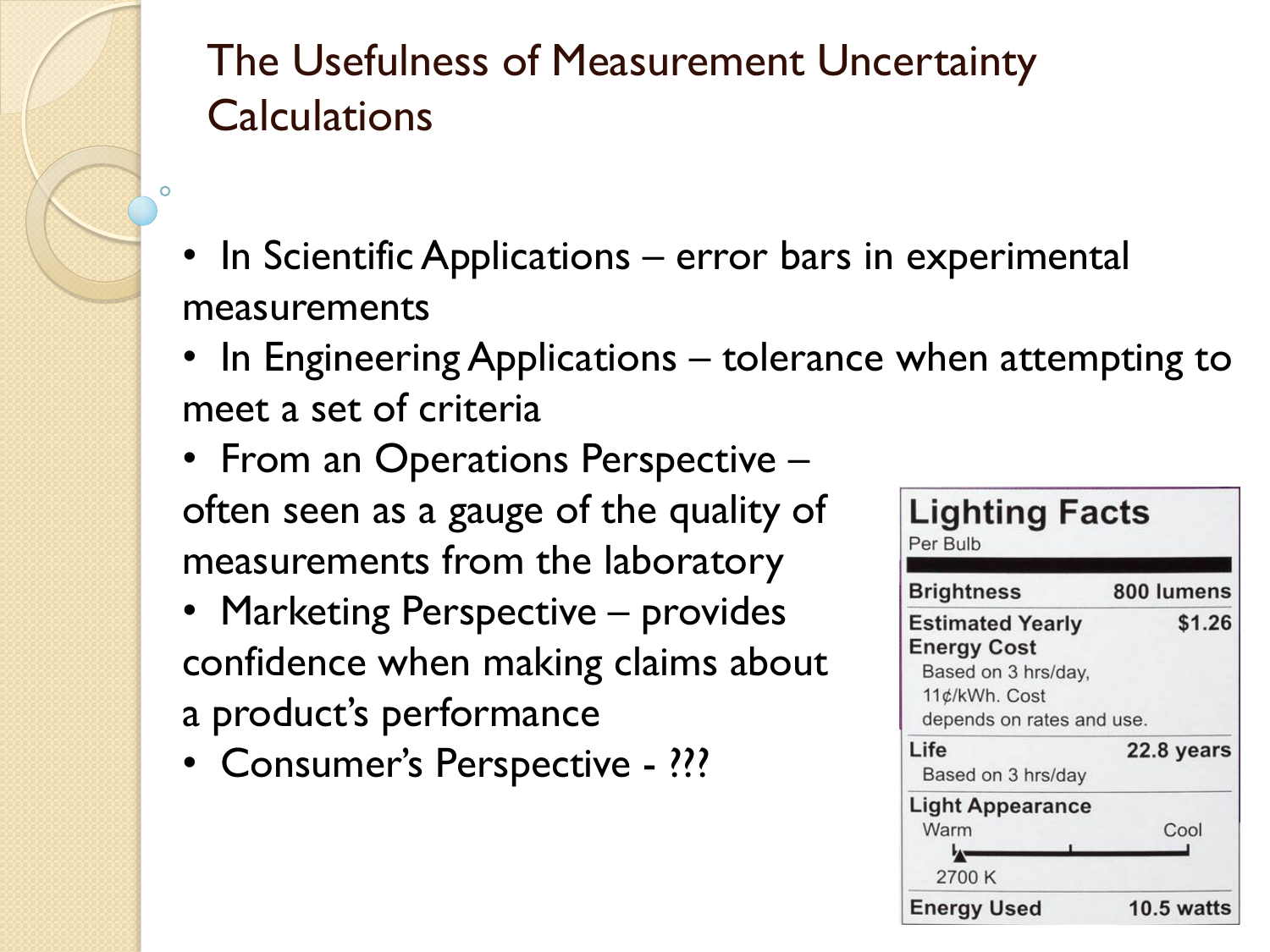# The Usefulness of Measurement Uncertainty Calculations

- In Scientific Applications – error bars in experimental measurements
- In Engineering Applications – tolerance when attempting to meet a set of criteria
- From an Operations Perspective – often seen as a gauge of the quality of measurements from the laboratory
- Marketing Perspective – provides confidence when making claims about a product's performance
- Consumer's Perspective - ???

**Lighting Facts**
Per Bulb

| | |
|---|---|
| **Brightness** | **800 lumens** |
| **Estimated Yearly Energy Cost** Based on 3 hrs/day, 11¢/kWh. Cost depends on rates and use. | **$1.26** |
| **Life** Based on 3 hrs/day | **22.8 years** |
| **Light Appearance** Warm – Cool, 2700 K | |
| **Energy Used** | **10.5 watts** |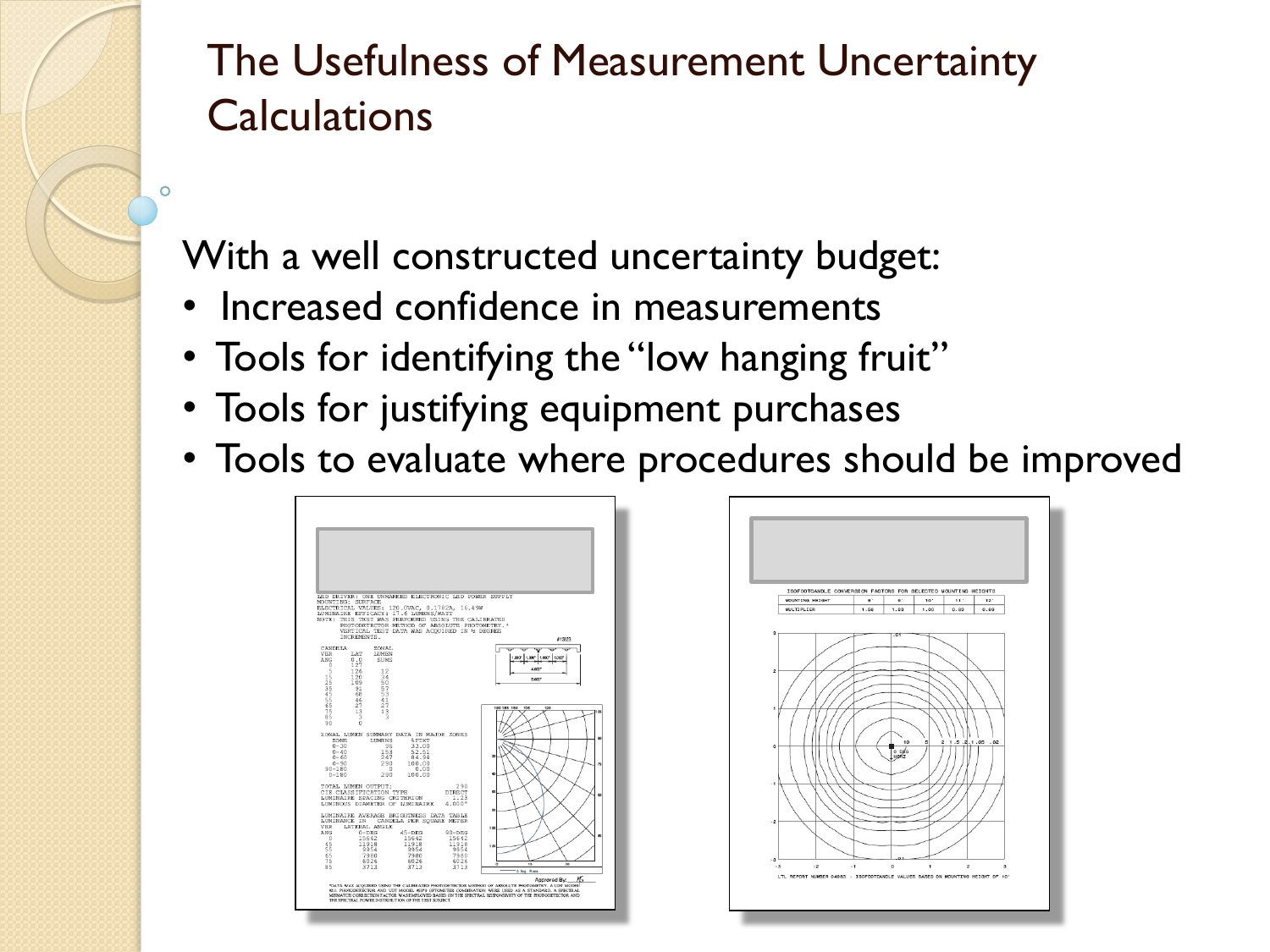# The Usefulness of Measurement Uncertainty Calculations

With a well constructed uncertainty budget:

- Increased confidence in measurements
- Tools for identifying the "low hanging fruit"
- Tools for justifying equipment purchases
- Tools to evaluate where procedures should be improved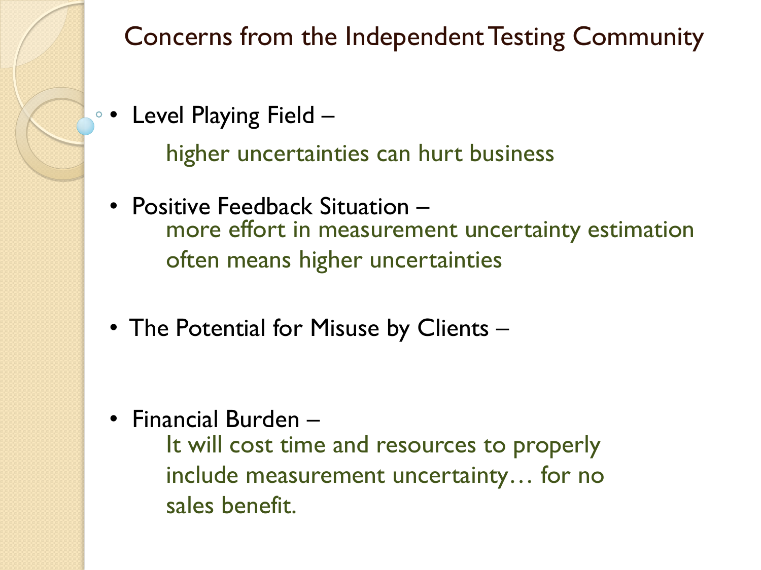# Concerns from the Independent Testing Community

- Level Playing Field –

  higher uncertainties can hurt business

- Positive Feedback Situation –

  more effort in measurement uncertainty estimation often means higher uncertainties

- The Potential for Misuse by Clients –

- Financial Burden –

  It will cost time and resources to properly include measurement uncertainty… for no sales benefit.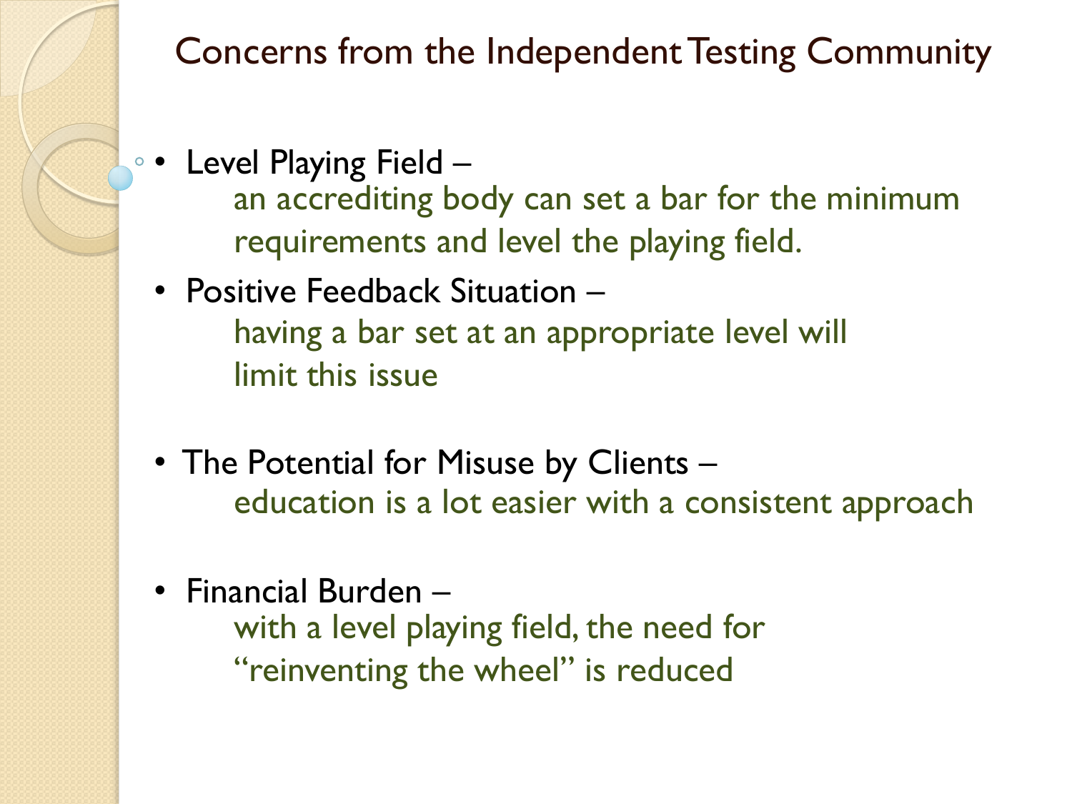# Concerns from the Independent Testing Community

- Level Playing Field –
  an accrediting body can set a bar for the minimum requirements and level the playing field.
- Positive Feedback Situation –
  having a bar set at an appropriate level will limit this issue
- The Potential for Misuse by Clients –
  education is a lot easier with a consistent approach
- Financial Burden –
  with a level playing field, the need for "reinventing the wheel" is reduced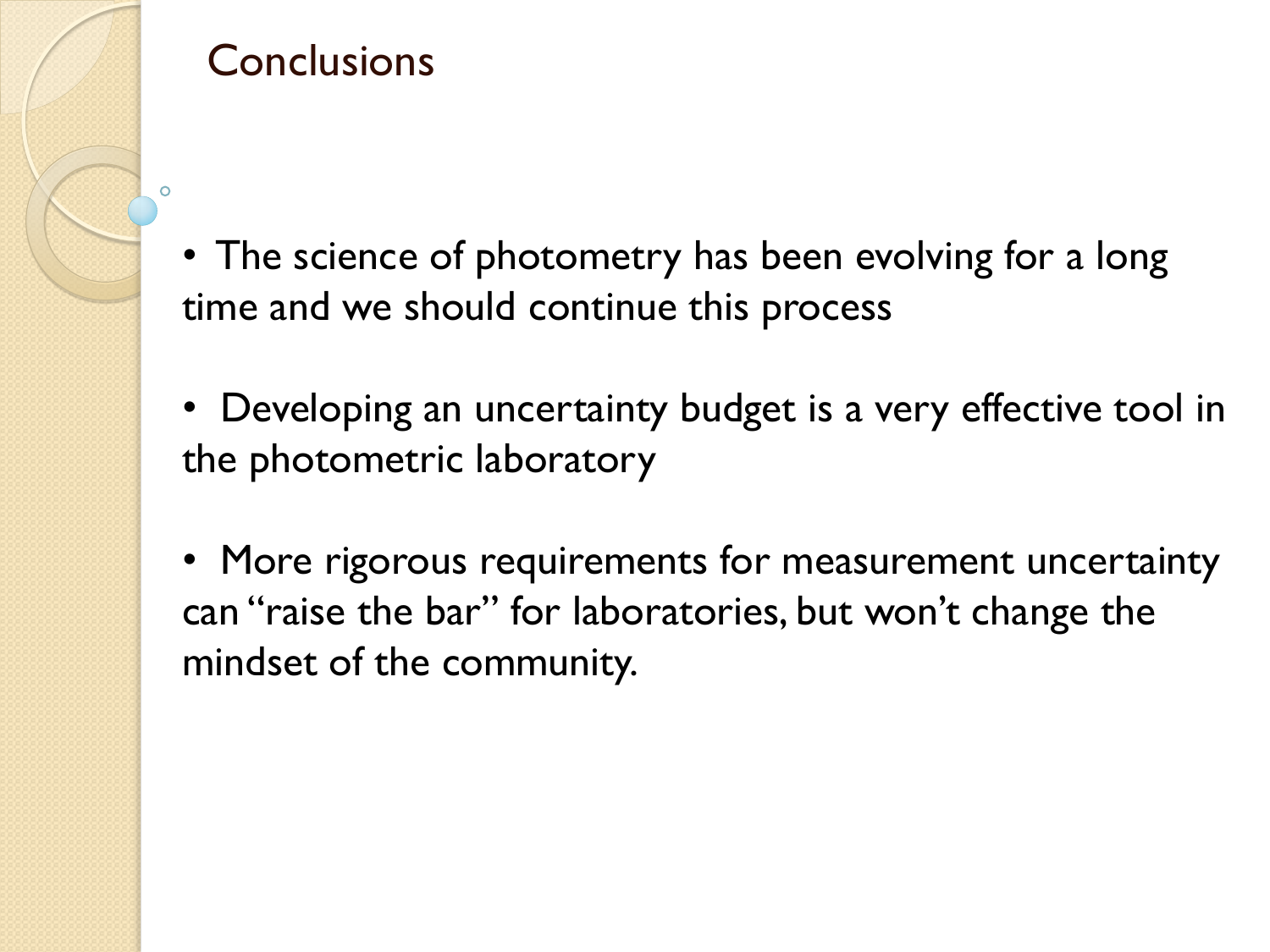# Conclusions

- The science of photometry has been evolving for a long time and we should continue this process

- Developing an uncertainty budget is a very effective tool in the photometric laboratory

- More rigorous requirements for measurement uncertainty can "raise the bar" for laboratories, but won't change the mindset of the community.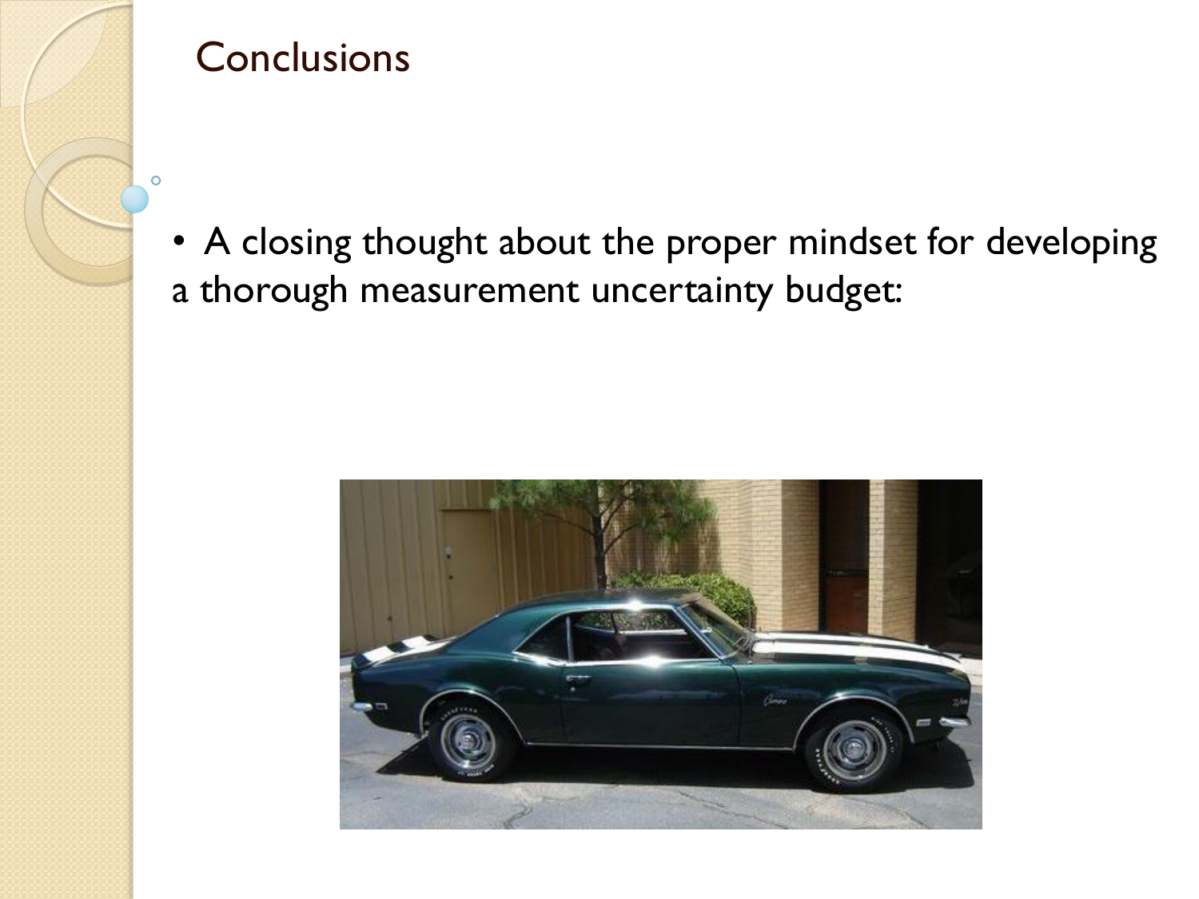# Conclusions

- A closing thought about the proper mindset for developing a thorough measurement uncertainty budget: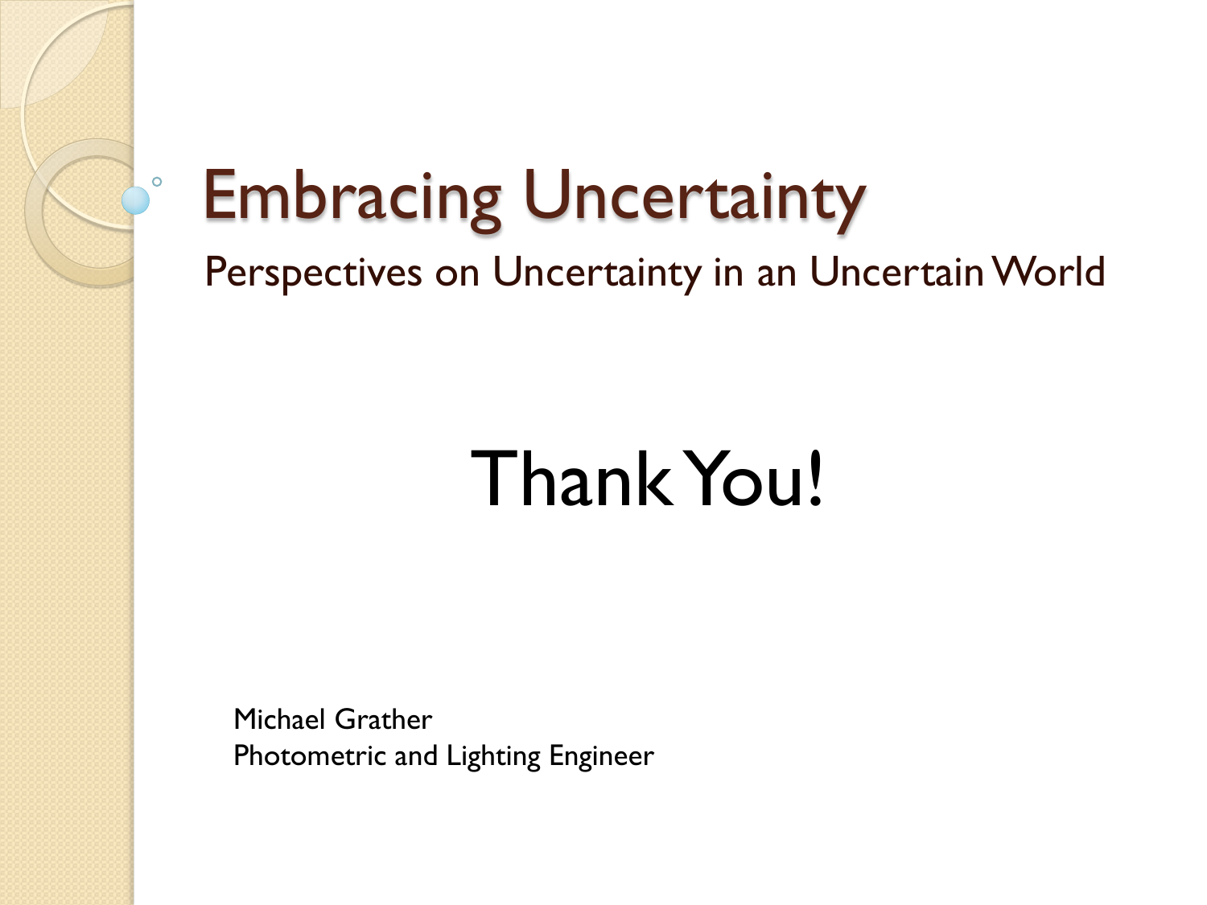# Embracing Uncertainty

## Perspectives on Uncertainty in an Uncertain World

Thank You!

Michael Grather
Photometric and Lighting Engineer